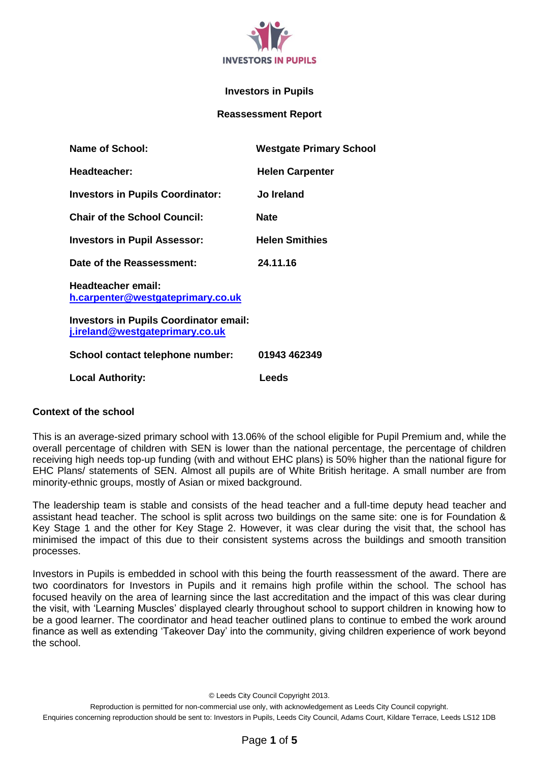**Investors in Pupils**

**Reassessment Report**

| | |
|---|---|
| **Name of School:** | **Westgate Primary School** |
| **Headteacher:** | **Helen Carpenter** |
| **Investors in Pupils Coordinator:** | **Jo Ireland** |
| **Chair of the School Council:** | **Nate** |
| **Investors in Pupil Assessor:** | **Helen Smithies** |
| **Date of the Reassessment:** | **24.11.16** |
| **Headteacher email:** **h.carpenter@westgateprimary.co.uk** | |
| **Investors in Pupils Coordinator email:** **j.ireland@westgateprimary.co.uk** | |
| **School contact telephone number:** | **01943 462349** |
| **Local Authority:** | **Leeds** |

## Context of the school

This is an average-sized primary school with 13.06% of the school eligible for Pupil Premium and, while the overall percentage of children with SEN is lower than the national percentage, the percentage of children receiving high needs top-up funding (with and without EHC plans) is 50% higher than the national figure for EHC Plans/ statements of SEN. Almost all pupils are of White British heritage. A small number are from minority-ethnic groups, mostly of Asian or mixed background.

The leadership team is stable and consists of the head teacher and a full-time deputy head teacher and assistant head teacher. The school is split across two buildings on the same site: one is for Foundation & Key Stage 1 and the other for Key Stage 2. However, it was clear during the visit that, the school has minimised the impact of this due to their consistent systems across the buildings and smooth transition processes.

Investors in Pupils is embedded in school with this being the fourth reassessment of the award. There are two coordinators for Investors in Pupils and it remains high profile within the school. The school has focused heavily on the area of learning since the last accreditation and the impact of this was clear during the visit, with 'Learning Muscles' displayed clearly throughout school to support children in knowing how to be a good learner. The coordinator and head teacher outlined plans to continue to embed the work around finance as well as extending 'Takeover Day' into the community, giving children experience of work beyond the school.

© Leeds City Council Copyright 2013.
Reproduction is permitted for non-commercial use only, with acknowledgement as Leeds City Council copyright.
Enquiries concerning reproduction should be sent to: Investors in Pupils, Leeds City Council, Adams Court, Kildare Terrace, Leeds LS12 1DB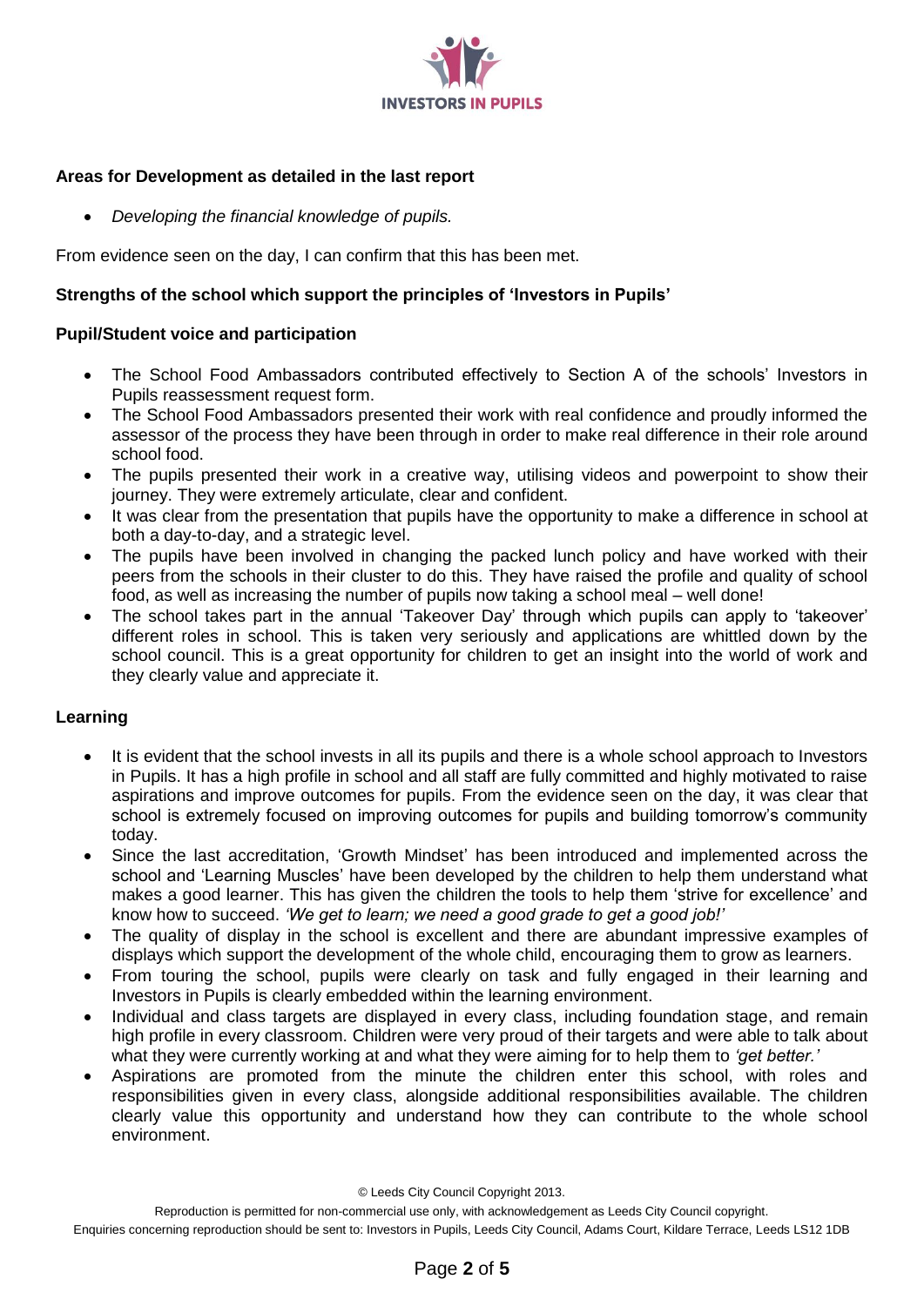**Areas for Development as detailed in the last report**

- *Developing the financial knowledge of pupils.*

From evidence seen on the day, I can confirm that this has been met.

**Strengths of the school which support the principles of 'Investors in Pupils'**

**Pupil/Student voice and participation**

- The School Food Ambassadors contributed effectively to Section A of the schools' Investors in Pupils reassessment request form.
- The School Food Ambassadors presented their work with real confidence and proudly informed the assessor of the process they have been through in order to make real difference in their role around school food.
- The pupils presented their work in a creative way, utilising videos and powerpoint to show their journey. They were extremely articulate, clear and confident.
- It was clear from the presentation that pupils have the opportunity to make a difference in school at both a day-to-day, and a strategic level.
- The pupils have been involved in changing the packed lunch policy and have worked with their peers from the schools in their cluster to do this. They have raised the profile and quality of school food, as well as increasing the number of pupils now taking a school meal – well done!
- The school takes part in the annual 'Takeover Day' through which pupils can apply to 'takeover' different roles in school. This is taken very seriously and applications are whittled down by the school council. This is a great opportunity for children to get an insight into the world of work and they clearly value and appreciate it.

**Learning**

- It is evident that the school invests in all its pupils and there is a whole school approach to Investors in Pupils. It has a high profile in school and all staff are fully committed and highly motivated to raise aspirations and improve outcomes for pupils. From the evidence seen on the day, it was clear that school is extremely focused on improving outcomes for pupils and building tomorrow's community today.
- Since the last accreditation, 'Growth Mindset' has been introduced and implemented across the school and 'Learning Muscles' have been developed by the children to help them understand what makes a good learner. This has given the children the tools to help them 'strive for excellence' and know how to succeed. *'We get to learn; we need a good grade to get a good job!'*
- The quality of display in the school is excellent and there are abundant impressive examples of displays which support the development of the whole child, encouraging them to grow as learners.
- From touring the school, pupils were clearly on task and fully engaged in their learning and Investors in Pupils is clearly embedded within the learning environment.
- Individual and class targets are displayed in every class, including foundation stage, and remain high profile in every classroom. Children were very proud of their targets and were able to talk about what they were currently working at and what they were aiming for to help them to *'get better.'*
- Aspirations are promoted from the minute the children enter this school, with roles and responsibilities given in every class, alongside additional responsibilities available. The children clearly value this opportunity and understand how they can contribute to the whole school environment.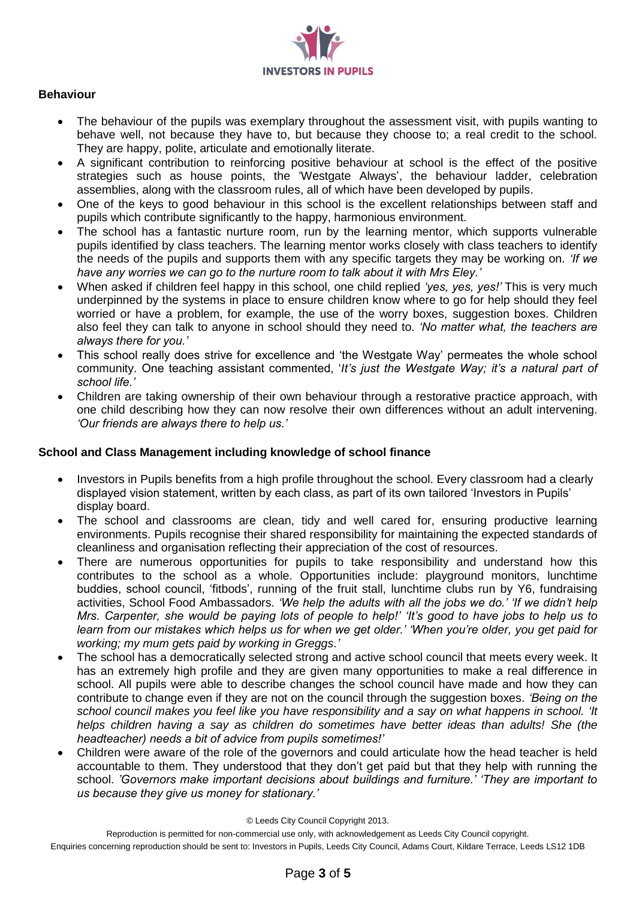## Behaviour

- The behaviour of the pupils was exemplary throughout the assessment visit, with pupils wanting to behave well, not because they have to, but because they choose to; a real credit to the school. They are happy, polite, articulate and emotionally literate.
- A significant contribution to reinforcing positive behaviour at school is the effect of the positive strategies such as house points, the 'Westgate Always', the behaviour ladder, celebration assemblies, along with the classroom rules, all of which have been developed by pupils.
- One of the keys to good behaviour in this school is the excellent relationships between staff and pupils which contribute significantly to the happy, harmonious environment.
- The school has a fantastic nurture room, run by the learning mentor, which supports vulnerable pupils identified by class teachers. The learning mentor works closely with class teachers to identify the needs of the pupils and supports them with any specific targets they may be working on. *'If we have any worries we can go to the nurture room to talk about it with Mrs Eley.'*
- When asked if children feel happy in this school, one child replied *'yes, yes, yes!'* This is very much underpinned by the systems in place to ensure children know where to go for help should they feel worried or have a problem, for example, the use of the worry boxes, suggestion boxes. Children also feel they can talk to anyone in school should they need to. *'No matter what, the teachers are always there for you.'*
- This school really does strive for excellence and 'the Westgate Way' permeates the whole school community. One teaching assistant commented, '*It's just the Westgate Way; it's a natural part of school life.'*
- Children are taking ownership of their own behaviour through a restorative practice approach, with one child describing how they can now resolve their own differences without an adult intervening. *'Our friends are always there to help us.'*

## School and Class Management including knowledge of school finance

- Investors in Pupils benefits from a high profile throughout the school. Every classroom had a clearly displayed vision statement, written by each class, as part of its own tailored 'Investors in Pupils' display board.
- The school and classrooms are clean, tidy and well cared for, ensuring productive learning environments. Pupils recognise their shared responsibility for maintaining the expected standards of cleanliness and organisation reflecting their appreciation of the cost of resources.
- There are numerous opportunities for pupils to take responsibility and understand how this contributes to the school as a whole. Opportunities include: playground monitors, lunchtime buddies, school council, 'fitbods', running of the fruit stall, lunchtime clubs run by Y6, fundraising activities, School Food Ambassadors. *'We help the adults with all the jobs we do.' 'If we didn't help Mrs. Carpenter, she would be paying lots of people to help!' 'It's good to have jobs to help us to learn from our mistakes which helps us for when we get older.' 'When you're older, you get paid for working; my mum gets paid by working in Greggs.'*
- The school has a democratically selected strong and active school council that meets every week. It has an extremely high profile and they are given many opportunities to make a real difference in school. All pupils were able to describe changes the school council have made and how they can contribute to change even if they are not on the council through the suggestion boxes. *'Being on the school council makes you feel like you have responsibility and a say on what happens in school. 'It helps children having a say as children do sometimes have better ideas than adults! She (the headteacher) needs a bit of advice from pupils sometimes!'*
- Children were aware of the role of the governors and could articulate how the head teacher is held accountable to them. They understood that they don't get paid but that they help with running the school. *'Governors make important decisions about buildings and furniture.' 'They are important to us because they give us money for stationary.'*

© Leeds City Council Copyright 2013.

Reproduction is permitted for non-commercial use only, with acknowledgement as Leeds City Council copyright.

Enquiries concerning reproduction should be sent to: Investors in Pupils, Leeds City Council, Adams Court, Kildare Terrace, Leeds LS12 1DB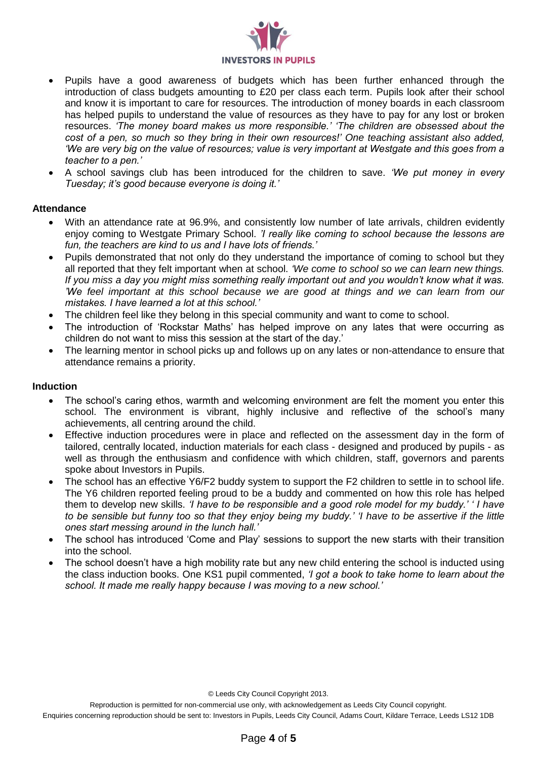- Pupils have a good awareness of budgets which has been further enhanced through the introduction of class budgets amounting to £20 per class each term. Pupils look after their school and know it is important to care for resources. The introduction of money boards in each classroom has helped pupils to understand the value of resources as they have to pay for any lost or broken resources. *'The money board makes us more responsible.' 'The children are obsessed about the cost of a pen, so much so they bring in their own resources!'* One teaching assistant also added, *'We are very big on the value of resources; value is very important at Westgate and this goes from a teacher to a pen.'*
- A school savings club has been introduced for the children to save. *'We put money in every Tuesday; it's good because everyone is doing it.'*

**Attendance**

- With an attendance rate at 96.9%, and consistently low number of late arrivals, children evidently enjoy coming to Westgate Primary School. *'I really like coming to school because the lessons are fun, the teachers are kind to us and I have lots of friends.'*
- Pupils demonstrated that not only do they understand the importance of coming to school but they all reported that they felt important when at school. *'We come to school so we can learn new things. If you miss a day you might miss something really important out and you wouldn't know what it was. 'We feel important at this school because we are good at things and we can learn from our mistakes. I have learned a lot at this school.'*
- The children feel like they belong in this special community and want to come to school.
- The introduction of 'Rockstar Maths' has helped improve on any lates that were occurring as children do not want to miss this session at the start of the day.'
- The learning mentor in school picks up and follows up on any lates or non-attendance to ensure that attendance remains a priority.

**Induction**

- The school's caring ethos, warmth and welcoming environment are felt the moment you enter this school. The environment is vibrant, highly inclusive and reflective of the school's many achievements, all centring around the child.
- Effective induction procedures were in place and reflected on the assessment day in the form of tailored, centrally located, induction materials for each class - designed and produced by pupils - as well as through the enthusiasm and confidence with which children, staff, governors and parents spoke about Investors in Pupils.
- The school has an effective Y6/F2 buddy system to support the F2 children to settle in to school life. The Y6 children reported feeling proud to be a buddy and commented on how this role has helped them to develop new skills. *'I have to be responsible and a good role model for my buddy.' ' I have to be sensible but funny too so that they enjoy being my buddy.' 'I have to be assertive if the little ones start messing around in the lunch hall.'*
- The school has introduced 'Come and Play' sessions to support the new starts with their transition into the school.
- The school doesn't have a high mobility rate but any new child entering the school is inducted using the class induction books. One KS1 pupil commented, *'I got a book to take home to learn about the school. It made me really happy because I was moving to a new school.'*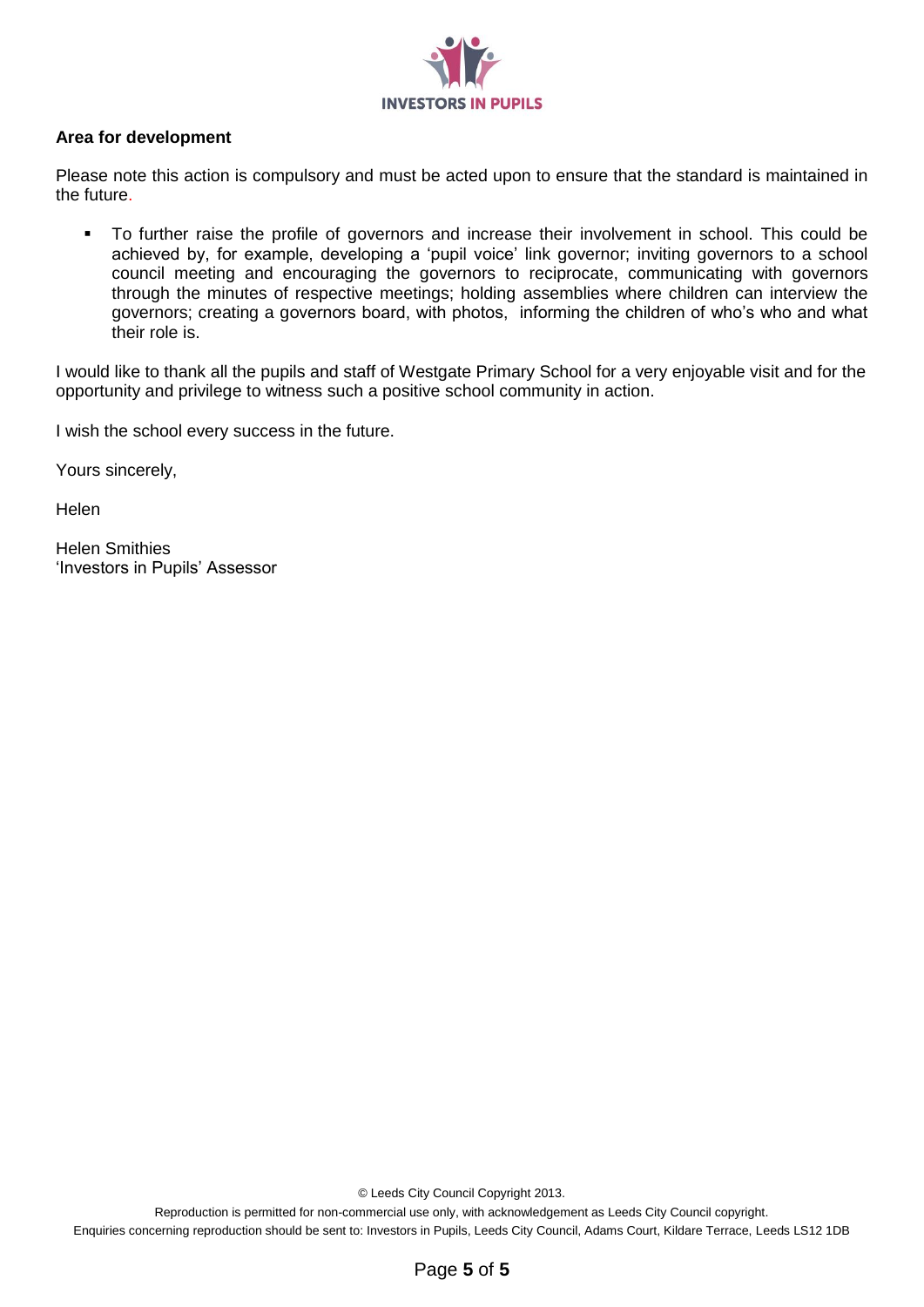**Area for development**

Please note this action is compulsory and must be acted upon to ensure that the standard is maintained in the future.

- To further raise the profile of governors and increase their involvement in school. This could be achieved by, for example, developing a 'pupil voice' link governor; inviting governors to a school council meeting and encouraging the governors to reciprocate, communicating with governors through the minutes of respective meetings; holding assemblies where children can interview the governors; creating a governors board, with photos, informing the children of who's who and what their role is.

I would like to thank all the pupils and staff of Westgate Primary School for a very enjoyable visit and for the opportunity and privilege to witness such a positive school community in action.

I wish the school every success in the future.

Yours sincerely,

Helen

Helen Smithies
'Investors in Pupils' Assessor

© Leeds City Council Copyright 2013.
Reproduction is permitted for non-commercial use only, with acknowledgement as Leeds City Council copyright.
Enquiries concerning reproduction should be sent to: Investors in Pupils, Leeds City Council, Adams Court, Kildare Terrace, Leeds LS12 1DB